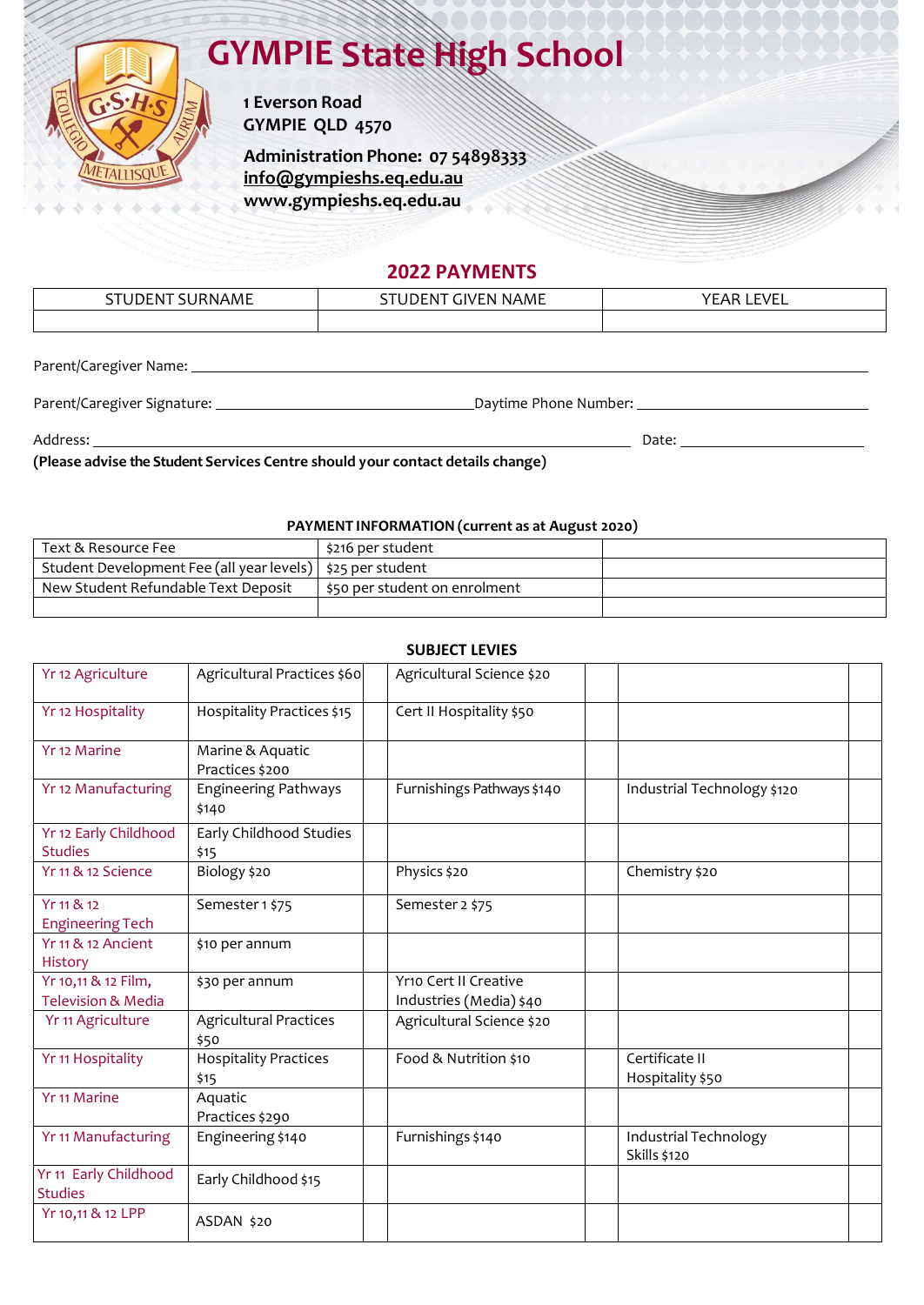# GYMPIE State High School

**1 Everson Road**
**GYMPIE QLD 4570**

**Administration Phone: 07 54898333**
**info@gympieshs.eq.edu.au**
**www.gympieshs.eq.edu.au**

## 2022 PAYMENTS

| STUDENT SURNAME | STUDENT GIVEN NAME | YEAR LEVEL |
|---|---|---|
| | | |

Parent/Caregiver Name: ______________________________

Parent/Caregiver Signature: ______________________ Daytime Phone Number: ______________________

Address: ______________________________ Date: ______________

**(Please advise the Student Services Centre should your contact details change)**

**PAYMENT INFORMATION (current as at August 2020)**

| | | |
|---|---|---|
| Text & Resource Fee | $216 per student | |
| Student Development Fee (all year levels) | $25 per student | |
| New Student Refundable Text Deposit | $50 per student on enrolment | |
| | | |

**SUBJECT LEVIES**

| | | | | | | |
|---|---|---|---|---|---|---|
| Yr 12 Agriculture | Agricultural Practices $60 | | Agricultural Science $20 | | | |
| Yr 12 Hospitality | Hospitality Practices $15 | | Cert II Hospitality $50 | | | |
| Yr 12 Marine | Marine & Aquatic Practices $200 | | | | | |
| Yr 12 Manufacturing | Engineering Pathways $140 | | Furnishings Pathways $140 | | Industrial Technology $120 | |
| Yr 12 Early Childhood Studies | Early Childhood Studies $15 | | | | | |
| Yr 11 & 12 Science | Biology $20 | | Physics $20 | | Chemistry $20 | |
| Yr 11 & 12 Engineering Tech | Semester 1 $75 | | Semester 2 $75 | | | |
| Yr 11 & 12 Ancient History | $10 per annum | | | | | |
| Yr 10,11 & 12 Film, Television & Media | $30 per annum | | Yr10 Cert II Creative Industries (Media) $40 | | | |
| Yr 11 Agriculture | Agricultural Practices $50 | | Agricultural Science $20 | | | |
| Yr 11 Hospitality | Hospitality Practices $15 | | Food & Nutrition $10 | | Certificate II Hospitality $50 | |
| Yr 11 Marine | Aquatic Practices $290 | | | | | |
| Yr 11 Manufacturing | Engineering $140 | | Furnishings $140 | | Industrial Technology Skills $120 | |
| Yr 11 Early Childhood Studies | Early Childhood $15 | | | | | |
| Yr 10,11 & 12 LPP | ASDAN $20 | | | | | |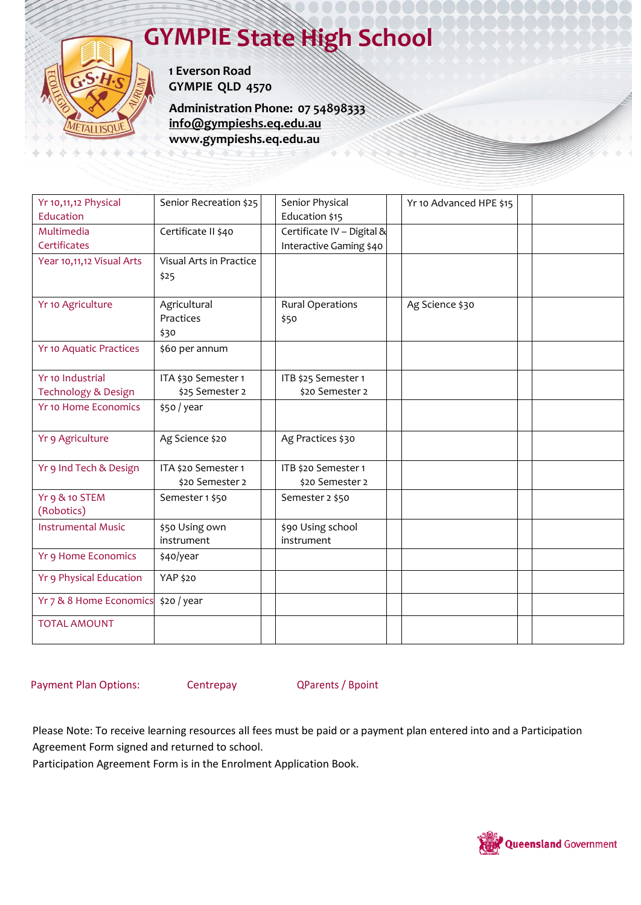# GYMPIE State High School

**1 Everson Road**
**GYMPIE QLD 4570**

**Administration Phone: 07 54898333**
**info@gympieshs.eq.edu.au**
**www.gympieshs.eq.edu.au**

| | | | | | | | |
|---|---|---|---|---|---|---|---|
| Yr 10,11,12 Physical Education | Senior Recreation $25 | | Senior Physical Education $15 | | Yr 10 Advanced HPE $15 | | |
| Multimedia Certificates | Certificate II $40 | | Certificate IV – Digital & Interactive Gaming $40 | | | | |
| Year 10,11,12 Visual Arts | Visual Arts in Practice $25 | | | | | | |
| Yr 10 Agriculture | Agricultural Practices $30 | | Rural Operations $50 | | Ag Science $30 | | |
| Yr 10 Aquatic Practices | $60 per annum | | | | | | |
| Yr 10 Industrial Technology & Design | ITA $30 Semester 1 $25 Semester 2 | | ITB $25 Semester 1 $20 Semester 2 | | | | |
| Yr 10 Home Economics | $50 / year | | | | | | |
| Yr 9 Agriculture | Ag Science $20 | | Ag Practices $30 | | | | |
| Yr 9 Ind Tech & Design | ITA $20 Semester 1 $20 Semester 2 | | ITB $20 Semester 1 $20 Semester 2 | | | | |
| Yr 9 & 10 STEM (Robotics) | Semester 1 $50 | | Semester 2 $50 | | | | |
| Instrumental Music | $50 Using own instrument | | $90 Using school instrument | | | | |
| Yr 9 Home Economics | $40/year | | | | | | |
| Yr 9 Physical Education | YAP $20 | | | | | | |
| Yr 7 & 8 Home Economics | $20 / year | | | | | | |
| TOTAL AMOUNT | | | | | | | |

Payment Plan Options: Centrepay QParents / Bpoint

Please Note: To receive learning resources all fees must be paid or a payment plan entered into and a Participation Agreement Form signed and returned to school.
Participation Agreement Form is in the Enrolment Application Book.